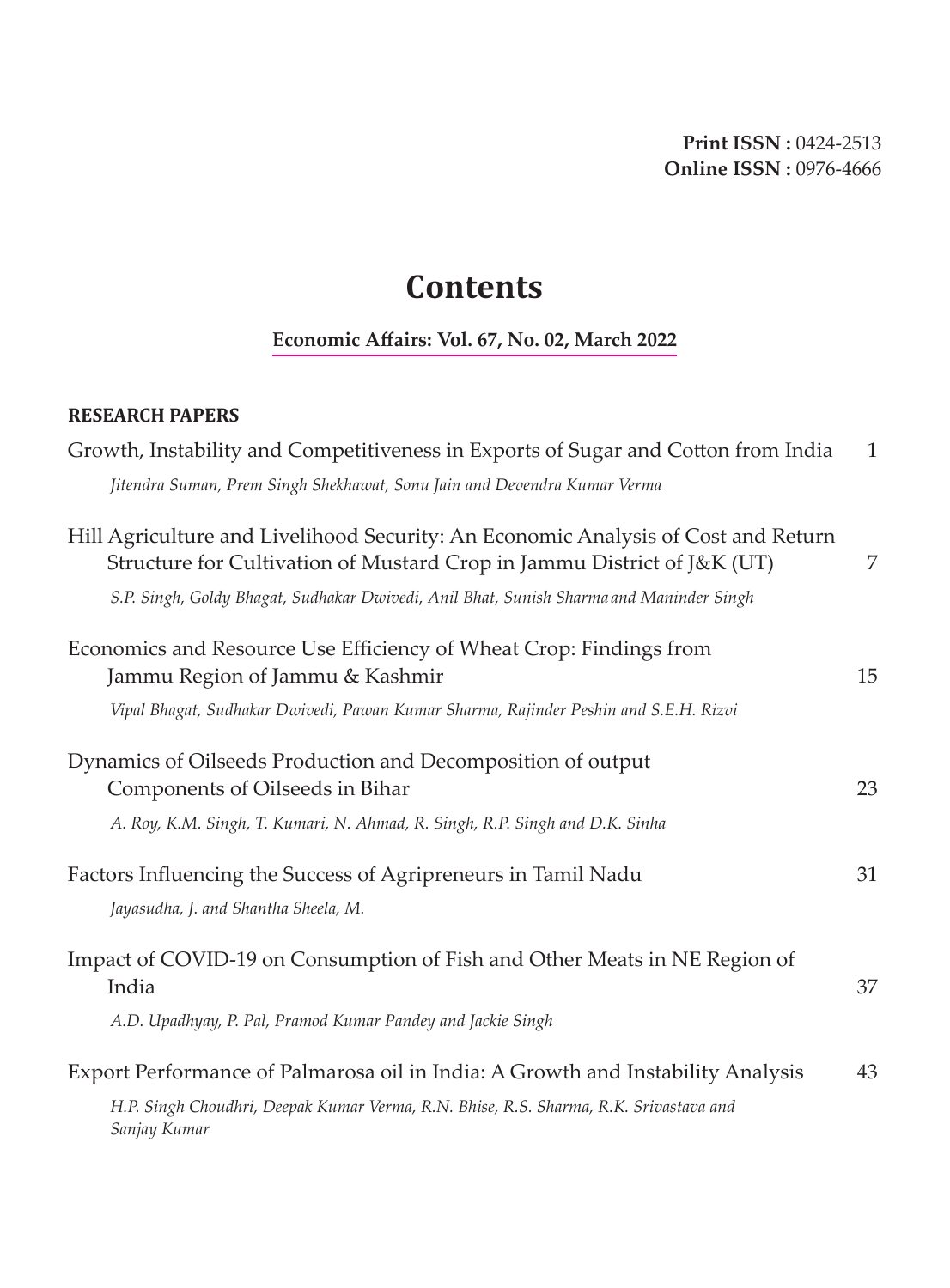**Print ISSN :** 0424-2513
**Online ISSN :** 0976-4666

# Contents

**Economic Affairs: Vol. 67, No. 02, March 2022**

**RESEARCH PAPERS**

Growth, Instability and Competitiveness in Exports of Sugar and Cotton from India — 1

*Jitendra Suman, Prem Singh Shekhawat, Sonu Jain and Devendra Kumar Verma*

Hill Agriculture and Livelihood Security: An Economic Analysis of Cost and Return Structure for Cultivation of Mustard Crop in Jammu District of J&K (UT) — 7

*S.P. Singh, Goldy Bhagat, Sudhakar Dwivedi, Anil Bhat, Sunish Sharma and Maninder Singh*

Economics and Resource Use Efficiency of Wheat Crop: Findings from Jammu Region of Jammu & Kashmir — 15

*Vipal Bhagat, Sudhakar Dwivedi, Pawan Kumar Sharma, Rajinder Peshin and S.E.H. Rizvi*

Dynamics of Oilseeds Production and Decomposition of output Components of Oilseeds in Bihar — 23

*A. Roy, K.M. Singh, T. Kumari, N. Ahmad, R. Singh, R.P. Singh and D.K. Sinha*

Factors Influencing the Success of Agripreneurs in Tamil Nadu — 31

*Jayasudha, J. and Shantha Sheela, M.*

Impact of COVID-19 on Consumption of Fish and Other Meats in NE Region of India — 37

*A.D. Upadhyay, P. Pal, Pramod Kumar Pandey and Jackie Singh*

Export Performance of Palmarosa oil in India: A Growth and Instability Analysis — 43

*H.P. Singh Choudhri, Deepak Kumar Verma, R.N. Bhise, R.S. Sharma, R.K. Srivastava and Sanjay Kumar*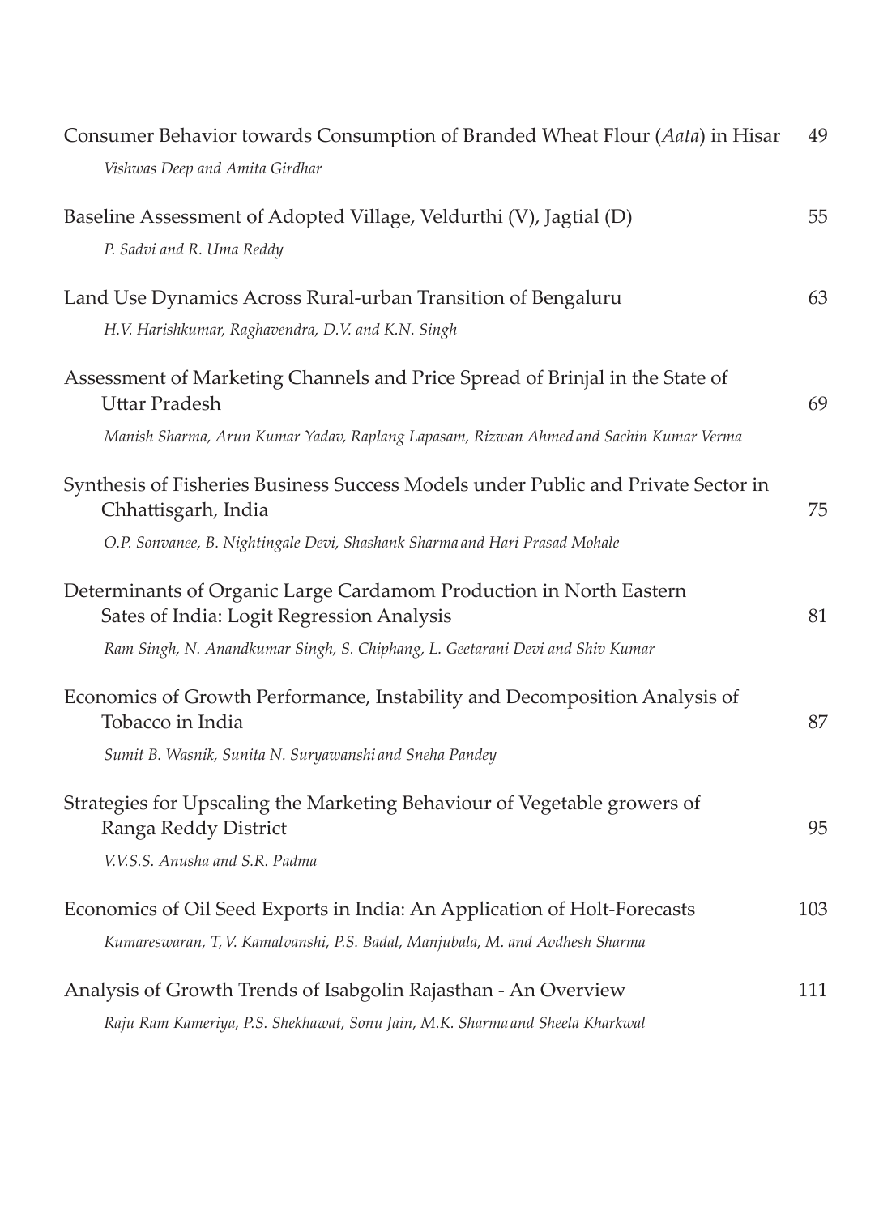| | |
|---|---|
| Consumer Behavior towards Consumption of Branded Wheat Flour (*Aata*) in Hisar<br>*Vishwas Deep and Amita Girdhar* | 49 |
| Baseline Assessment of Adopted Village, Veldurthi (V), Jagtial (D)<br>*P. Sadvi and R. Uma Reddy* | 55 |
| Land Use Dynamics Across Rural-urban Transition of Bengaluru<br>*H.V. Harishkumar, Raghavendra, D.V. and K.N. Singh* | 63 |
| Assessment of Marketing Channels and Price Spread of Brinjal in the State of Uttar Pradesh<br>*Manish Sharma, Arun Kumar Yadav, Raplang Lapasam, Rizwan Ahmed and Sachin Kumar Verma* | 69 |
| Synthesis of Fisheries Business Success Models under Public and Private Sector in Chhattisgarh, India<br>*O.P. Sonvanee, B. Nightingale Devi, Shashank Sharma and Hari Prasad Mohale* | 75 |
| Determinants of Organic Large Cardamom Production in North Eastern Sates of India: Logit Regression Analysis<br>*Ram Singh, N. Anandkumar Singh, S. Chiphang, L. Geetarani Devi and Shiv Kumar* | 81 |
| Economics of Growth Performance, Instability and Decomposition Analysis of Tobacco in India<br>*Sumit B. Wasnik, Sunita N. Suryawanshi and Sneha Pandey* | 87 |
| Strategies for Upscaling the Marketing Behaviour of Vegetable growers of Ranga Reddy District<br>*V.V.S.S. Anusha and S.R. Padma* | 95 |
| Economics of Oil Seed Exports in India: An Application of Holt-Forecasts<br>*Kumareswaran, T, V. Kamalvanshi, P.S. Badal, Manjubala, M. and Avdhesh Sharma* | 103 |
| Analysis of Growth Trends of Isabgolin Rajasthan - An Overview<br>*Raju Ram Kameriya, P.S. Shekhawat, Sonu Jain, M.K. Sharma and Sheela Kharkwal* | 111 |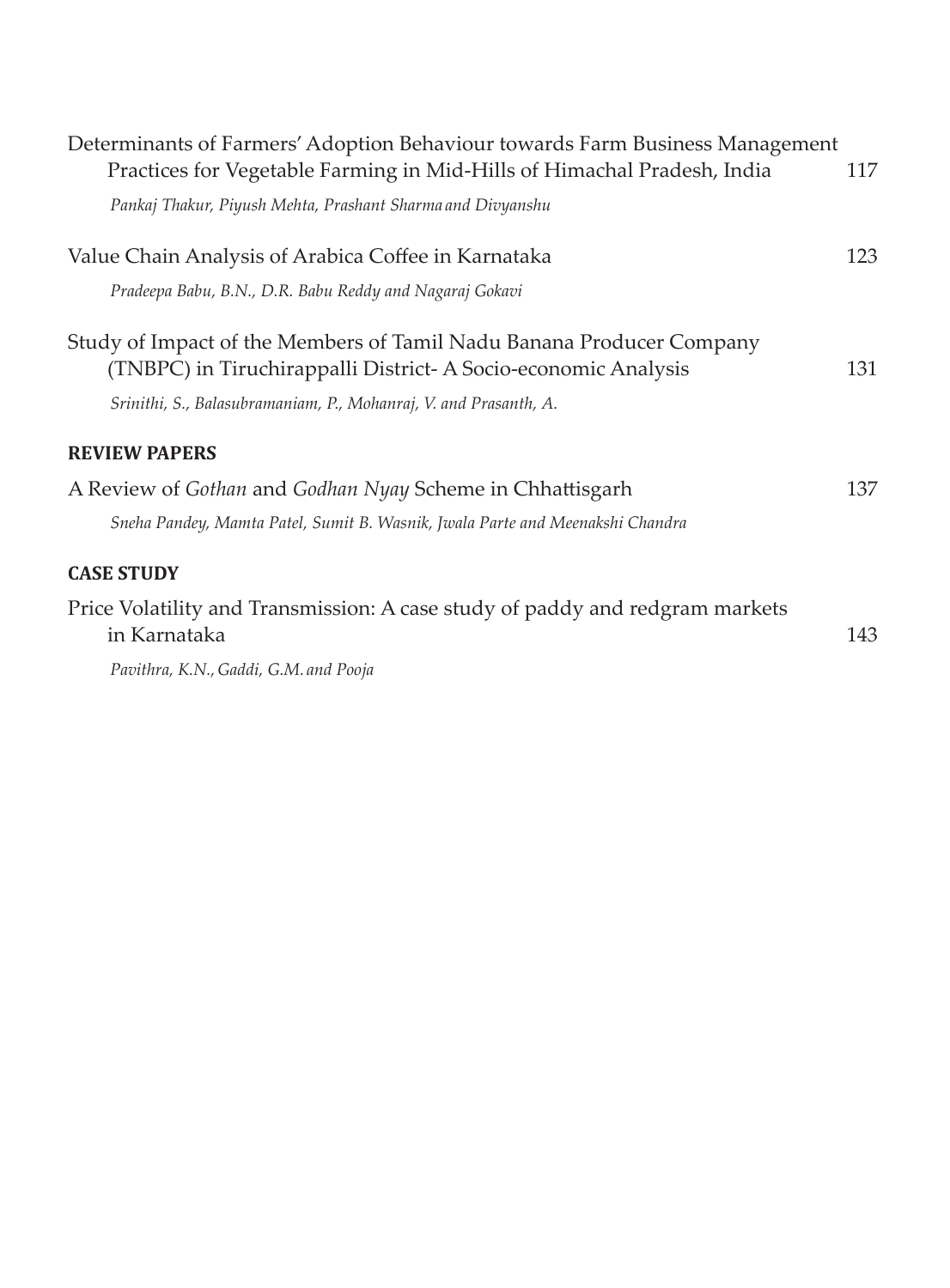Determinants of Farmers' Adoption Behaviour towards Farm Business Management Practices for Vegetable Farming in Mid-Hills of Himachal Pradesh, India 117

*Pankaj Thakur, Piyush Mehta, Prashant Sharma and Divyanshu*

Value Chain Analysis of Arabica Coffee in Karnataka 123

*Pradeepa Babu, B.N., D.R. Babu Reddy and Nagaraj Gokavi*

Study of Impact of the Members of Tamil Nadu Banana Producer Company (TNBPC) in Tiruchirappalli District- A Socio-economic Analysis 131

*Srinithi, S., Balasubramaniam, P., Mohanraj, V. and Prasanth, A.*

**REVIEW PAPERS**

A Review of *Gothan* and *Godhan Nyay* Scheme in Chhattisgarh 137

*Sneha Pandey, Mamta Patel, Sumit B. Wasnik, Jwala Parte and Meenakshi Chandra*

**CASE STUDY**

Price Volatility and Transmission: A case study of paddy and redgram markets in Karnataka 143

*Pavithra, K.N., Gaddi, G.M. and Pooja*